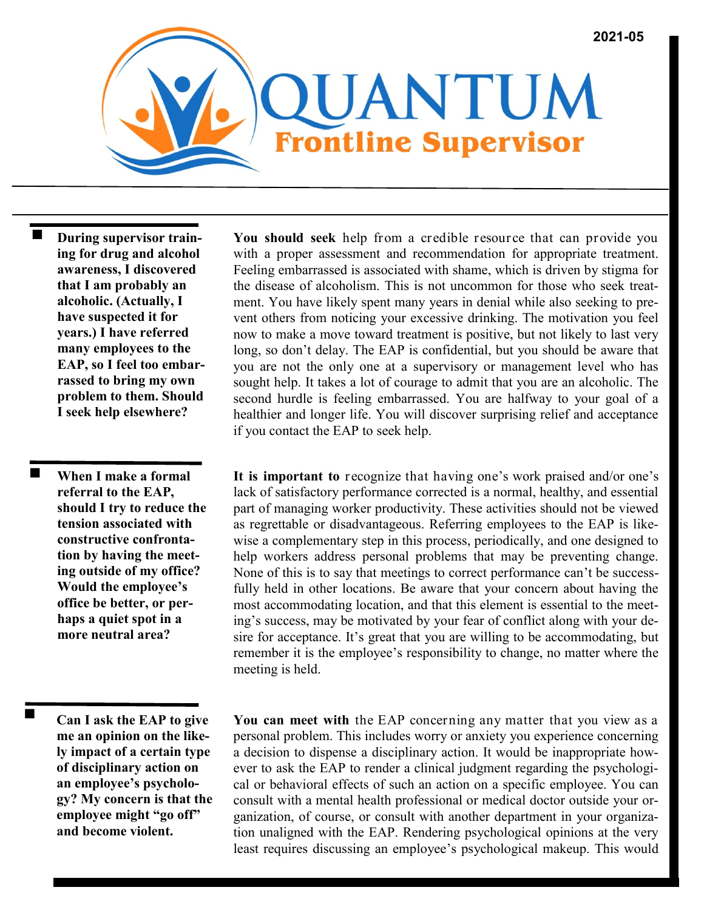2021-05

# QUANTUM

## Frontline Supervisor

**During supervisor training for drug and alcohol awareness, I discovered that I am probably an alcoholic. (Actually, I have suspected it for years.) I have referred many employees to the EAP, so I feel too embarrassed to bring my own problem to them. Should I seek help elsewhere?**

**You should seek** help from a credible resource that can provide you with a proper assessment and recommendation for appropriate treatment. Feeling embarrassed is associated with shame, which is driven by stigma for the disease of alcoholism. This is not uncommon for those who seek treatment. You have likely spent many years in denial while also seeking to prevent others from noticing your excessive drinking. The motivation you feel now to make a move toward treatment is positive, but not likely to last very long, so don't delay. The EAP is confidential, but you should be aware that you are not the only one at a supervisory or management level who has sought help. It takes a lot of courage to admit that you are an alcoholic. The second hurdle is feeling embarrassed. You are halfway to your goal of a healthier and longer life. You will discover surprising relief and acceptance if you contact the EAP to seek help.

**When I make a formal referral to the EAP, should I try to reduce the tension associated with constructive confrontation by having the meeting outside of my office? Would the employee's office be better, or perhaps a quiet spot in a more neutral area?**

**It is important to** recognize that having one's work praised and/or one's lack of satisfactory performance corrected is a normal, healthy, and essential part of managing worker productivity. These activities should not be viewed as regrettable or disadvantageous. Referring employees to the EAP is likewise a complementary step in this process, periodically, and one designed to help workers address personal problems that may be preventing change. None of this is to say that meetings to correct performance can't be successfully held in other locations. Be aware that your concern about having the most accommodating location, and that this element is essential to the meeting's success, may be motivated by your fear of conflict along with your desire for acceptance. It's great that you are willing to be accommodating, but remember it is the employee's responsibility to change, no matter where the meeting is held.

**Can I ask the EAP to give me an opinion on the likely impact of a certain type of disciplinary action on an employee's psychology? My concern is that the employee might "go off" and become violent.**

**You can meet with** the EAP concerning any matter that you view as a personal problem. This includes worry or anxiety you experience concerning a decision to dispense a disciplinary action. It would be inappropriate however to ask the EAP to render a clinical judgment regarding the psychological or behavioral effects of such an action on a specific employee. You can consult with a mental health professional or medical doctor outside your organization, of course, or consult with another department in your organization unaligned with the EAP. Rendering psychological opinions at the very least requires discussing an employee's psychological makeup. This would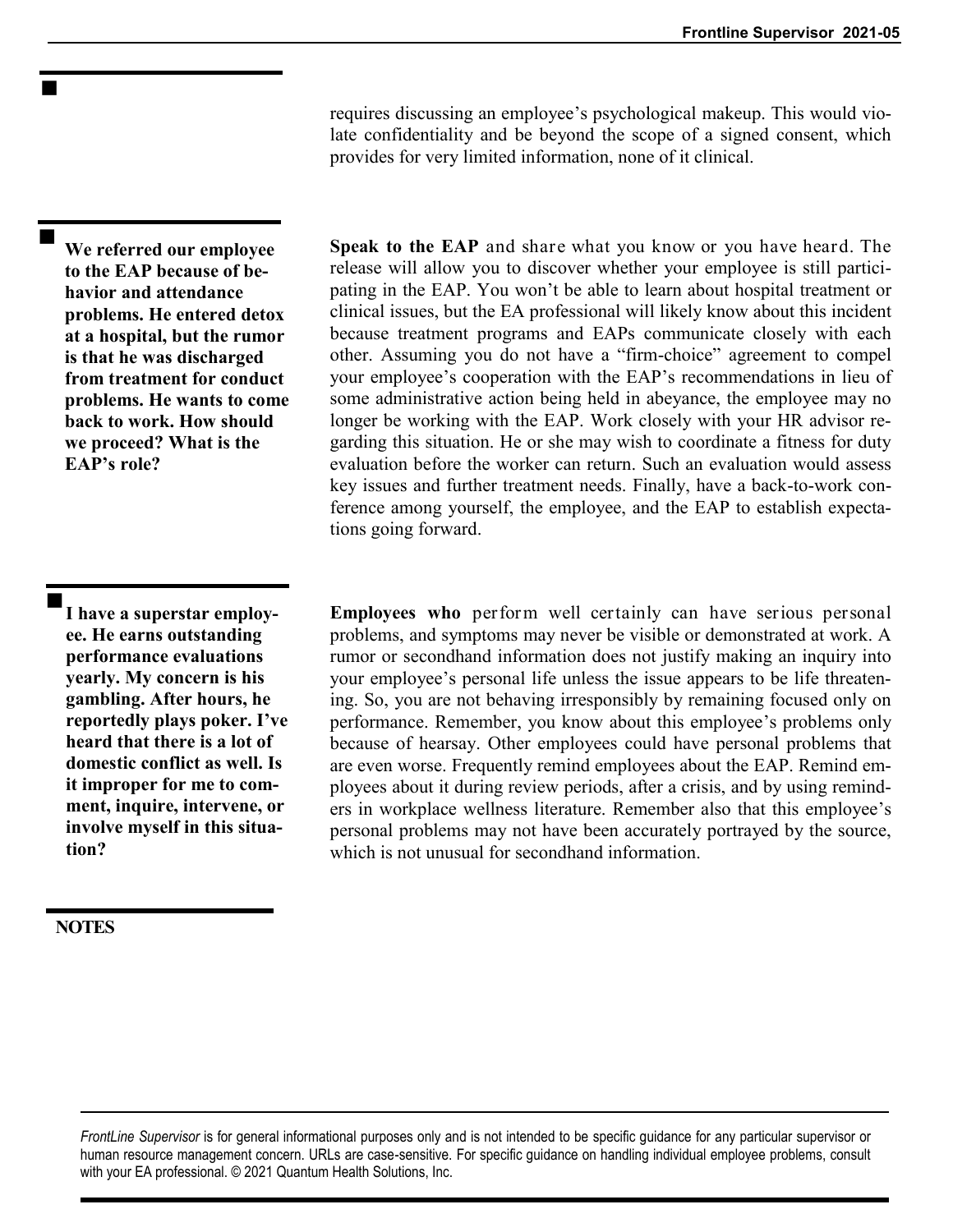requires discussing an employee's psychological makeup. This would violate confidentiality and be beyond the scope of a signed consent, which provides for very limited information, none of it clinical.

**We referred our employee to the EAP because of behavior and attendance problems. He entered detox at a hospital, but the rumor is that he was discharged from treatment for conduct problems. He wants to come back to work. How should we proceed? What is the EAP's role?**

**Speak to the EAP** and share what you know or you have heard. The release will allow you to discover whether your employee is still participating in the EAP. You won't be able to learn about hospital treatment or clinical issues, but the EA professional will likely know about this incident because treatment programs and EAPs communicate closely with each other. Assuming you do not have a "firm-choice" agreement to compel your employee's cooperation with the EAP's recommendations in lieu of some administrative action being held in abeyance, the employee may no longer be working with the EAP. Work closely with your HR advisor regarding this situation. He or she may wish to coordinate a fitness for duty evaluation before the worker can return. Such an evaluation would assess key issues and further treatment needs. Finally, have a back-to-work conference among yourself, the employee, and the EAP to establish expectations going forward.

**I have a superstar employee. He earns outstanding performance evaluations yearly. My concern is his gambling. After hours, he reportedly plays poker. I've heard that there is a lot of domestic conflict as well. Is it improper for me to comment, inquire, intervene, or involve myself in this situation?**

**Employees who** perform well certainly can have serious personal problems, and symptoms may never be visible or demonstrated at work. A rumor or secondhand information does not justify making an inquiry into your employee's personal life unless the issue appears to be life threatening. So, you are not behaving irresponsibly by remaining focused only on performance. Remember, you know about this employee's problems only because of hearsay. Other employees could have personal problems that are even worse. Frequently remind employees about the EAP. Remind employees about it during review periods, after a crisis, and by using reminders in workplace wellness literature. Remember also that this employee's personal problems may not have been accurately portrayed by the source, which is not unusual for secondhand information.

**NOTES**

*FrontLine Supervisor* is for general informational purposes only and is not intended to be specific guidance for any particular supervisor or human resource management concern. URLs are case-sensitive. For specific guidance on handling individual employee problems, consult with your EA professional. © 2021 Quantum Health Solutions, Inc.